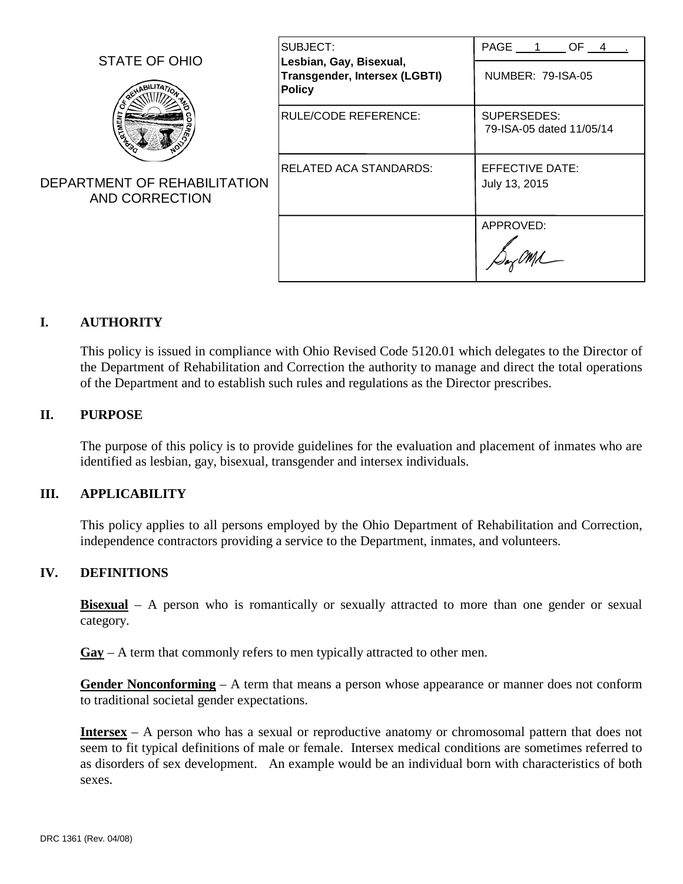STATE OF OHIO

DEPARTMENT OF REHABILITATION AND CORRECTION

| SUBJECT: **Lesbian, Gay, Bisexual, Transgender, Intersex (LGBTI) Policy** | PAGE 1 OF 4 . |
|---|---|
| | NUMBER: 79-ISA-05 |
| RULE/CODE REFERENCE: | SUPERSEDES: 79-ISA-05 dated 11/05/14 |
| RELATED ACA STANDARDS: | EFFECTIVE DATE: July 13, 2015 |
| | APPROVED: |

## I. AUTHORITY

This policy is issued in compliance with Ohio Revised Code 5120.01 which delegates to the Director of the Department of Rehabilitation and Correction the authority to manage and direct the total operations of the Department and to establish such rules and regulations as the Director prescribes.

## II. PURPOSE

The purpose of this policy is to provide guidelines for the evaluation and placement of inmates who are identified as lesbian, gay, bisexual, transgender and intersex individuals.

## III. APPLICABILITY

This policy applies to all persons employed by the Ohio Department of Rehabilitation and Correction, independence contractors providing a service to the Department, inmates, and volunteers.

## IV. DEFINITIONS

**Bisexual** – A person who is romantically or sexually attracted to more than one gender or sexual category.

**Gay** – A term that commonly refers to men typically attracted to other men.

**Gender Nonconforming** – A term that means a person whose appearance or manner does not conform to traditional societal gender expectations.

**Intersex** – A person who has a sexual or reproductive anatomy or chromosomal pattern that does not seem to fit typical definitions of male or female. Intersex medical conditions are sometimes referred to as disorders of sex development. An example would be an individual born with characteristics of both sexes.

DRC 1361 (Rev. 04/08)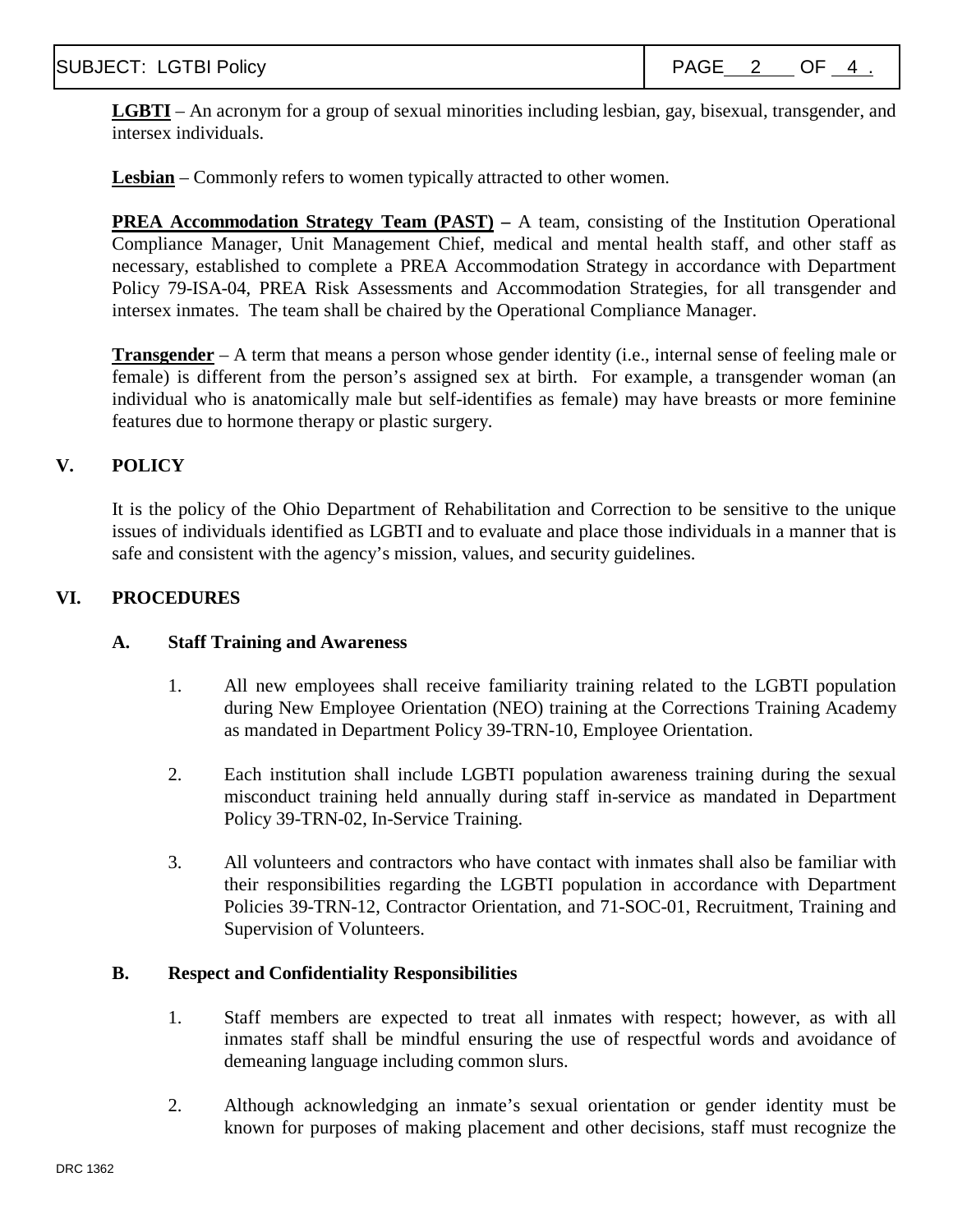**LGBTI** – An acronym for a group of sexual minorities including lesbian, gay, bisexual, transgender, and intersex individuals.

**Lesbian** – Commonly refers to women typically attracted to other women.

**PREA Accommodation Strategy Team (PAST)** – A team, consisting of the Institution Operational Compliance Manager, Unit Management Chief, medical and mental health staff, and other staff as necessary, established to complete a PREA Accommodation Strategy in accordance with Department Policy 79-ISA-04, PREA Risk Assessments and Accommodation Strategies, for all transgender and intersex inmates. The team shall be chaired by the Operational Compliance Manager.

**Transgender** – A term that means a person whose gender identity (i.e., internal sense of feeling male or female) is different from the person's assigned sex at birth. For example, a transgender woman (an individual who is anatomically male but self-identifies as female) may have breasts or more feminine features due to hormone therapy or plastic surgery.

## V. POLICY

It is the policy of the Ohio Department of Rehabilitation and Correction to be sensitive to the unique issues of individuals identified as LGBTI and to evaluate and place those individuals in a manner that is safe and consistent with the agency's mission, values, and security guidelines.

## VI. PROCEDURES

### A. Staff Training and Awareness

1. All new employees shall receive familiarity training related to the LGBTI population during New Employee Orientation (NEO) training at the Corrections Training Academy as mandated in Department Policy 39-TRN-10, Employee Orientation.

2. Each institution shall include LGBTI population awareness training during the sexual misconduct training held annually during staff in-service as mandated in Department Policy 39-TRN-02, In-Service Training.

3. All volunteers and contractors who have contact with inmates shall also be familiar with their responsibilities regarding the LGBTI population in accordance with Department Policies 39-TRN-12, Contractor Orientation, and 71-SOC-01, Recruitment, Training and Supervision of Volunteers.

### B. Respect and Confidentiality Responsibilities

1. Staff members are expected to treat all inmates with respect; however, as with all inmates staff shall be mindful ensuring the use of respectful words and avoidance of demeaning language including common slurs.

2. Although acknowledging an inmate's sexual orientation or gender identity must be known for purposes of making placement and other decisions, staff must recognize the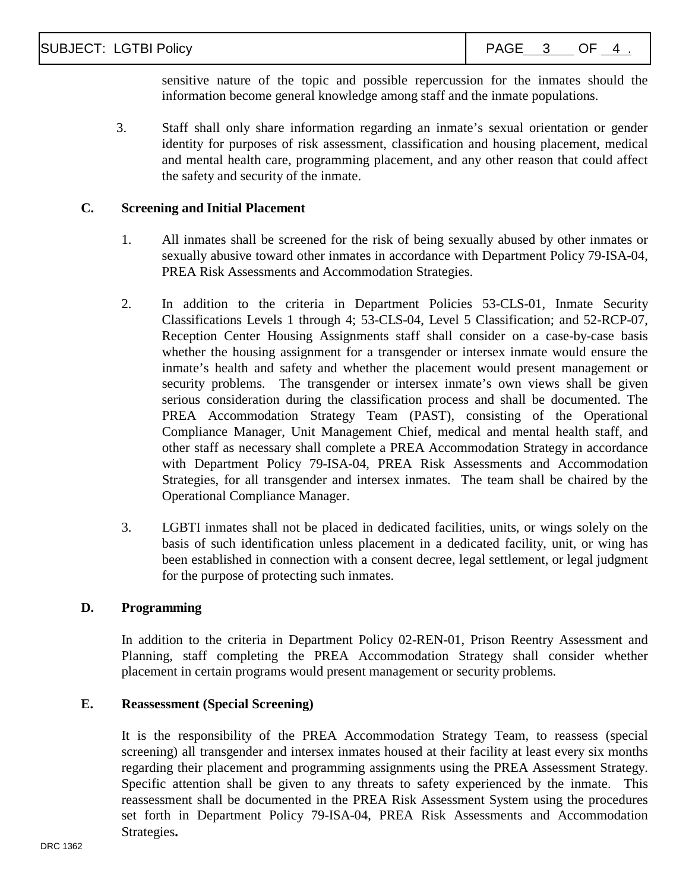sensitive nature of the topic and possible repercussion for the inmates should the information become general knowledge among staff and the inmate populations.

3. Staff shall only share information regarding an inmate's sexual orientation or gender identity for purposes of risk assessment, classification and housing placement, medical and mental health care, programming placement, and any other reason that could affect the safety and security of the inmate.

**C. Screening and Initial Placement**

1. All inmates shall be screened for the risk of being sexually abused by other inmates or sexually abusive toward other inmates in accordance with Department Policy 79-ISA-04, PREA Risk Assessments and Accommodation Strategies.

2. In addition to the criteria in Department Policies 53-CLS-01, Inmate Security Classifications Levels 1 through 4; 53-CLS-04, Level 5 Classification; and 52-RCP-07, Reception Center Housing Assignments staff shall consider on a case-by-case basis whether the housing assignment for a transgender or intersex inmate would ensure the inmate's health and safety and whether the placement would present management or security problems. The transgender or intersex inmate's own views shall be given serious consideration during the classification process and shall be documented. The PREA Accommodation Strategy Team (PAST), consisting of the Operational Compliance Manager, Unit Management Chief, medical and mental health staff, and other staff as necessary shall complete a PREA Accommodation Strategy in accordance with Department Policy 79-ISA-04, PREA Risk Assessments and Accommodation Strategies, for all transgender and intersex inmates. The team shall be chaired by the Operational Compliance Manager.

3. LGBTI inmates shall not be placed in dedicated facilities, units, or wings solely on the basis of such identification unless placement in a dedicated facility, unit, or wing has been established in connection with a consent decree, legal settlement, or legal judgment for the purpose of protecting such inmates.

**D. Programming**

In addition to the criteria in Department Policy 02-REN-01, Prison Reentry Assessment and Planning, staff completing the PREA Accommodation Strategy shall consider whether placement in certain programs would present management or security problems.

**E. Reassessment (Special Screening)**

It is the responsibility of the PREA Accommodation Strategy Team, to reassess (special screening) all transgender and intersex inmates housed at their facility at least every six months regarding their placement and programming assignments using the PREA Assessment Strategy. Specific attention shall be given to any threats to safety experienced by the inmate. This reassessment shall be documented in the PREA Risk Assessment System using the procedures set forth in Department Policy 79-ISA-04, PREA Risk Assessments and Accommodation Strategies.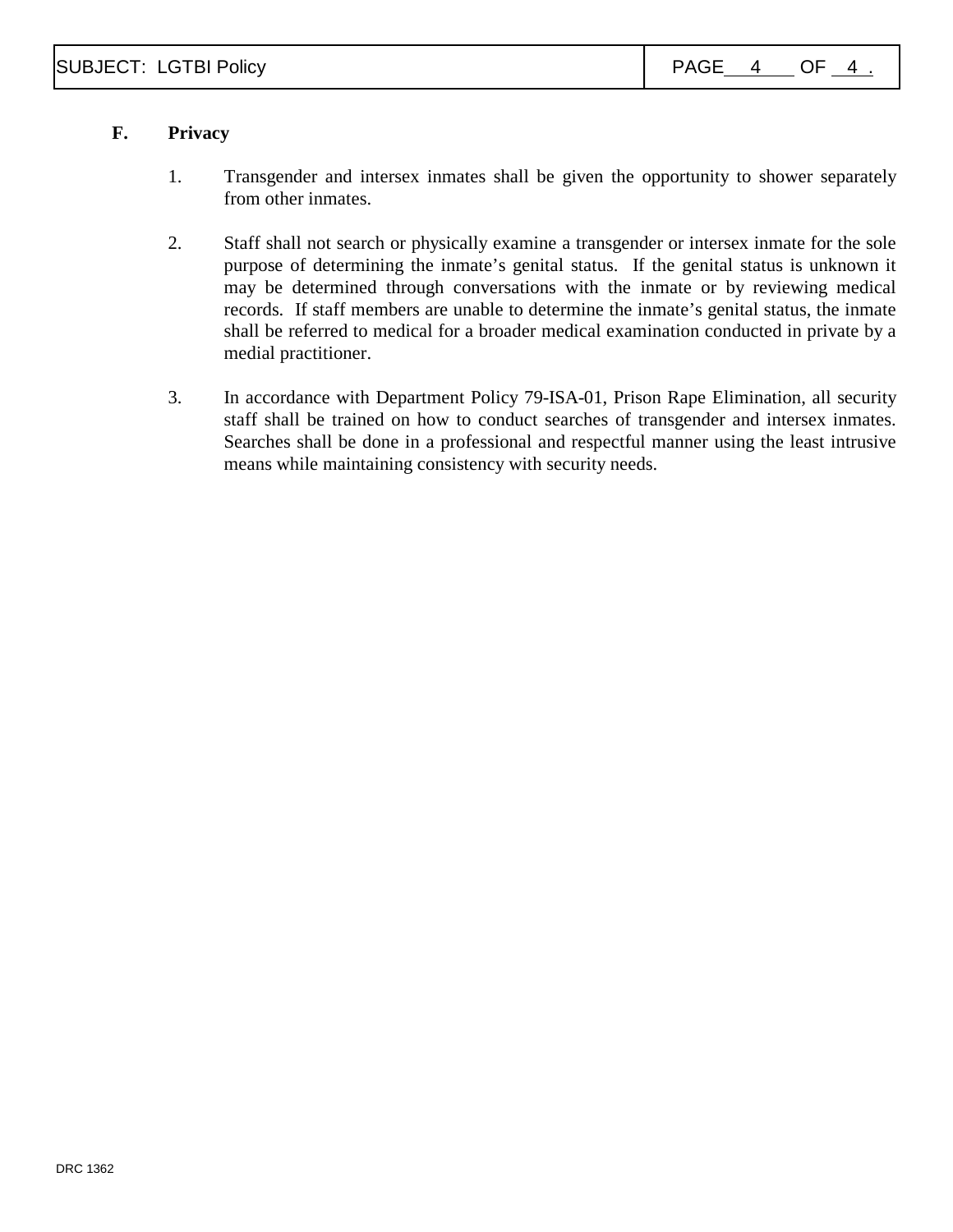### F. Privacy

1. Transgender and intersex inmates shall be given the opportunity to shower separately from other inmates.

2. Staff shall not search or physically examine a transgender or intersex inmate for the sole purpose of determining the inmate's genital status. If the genital status is unknown it may be determined through conversations with the inmate or by reviewing medical records. If staff members are unable to determine the inmate's genital status, the inmate shall be referred to medical for a broader medical examination conducted in private by a medial practitioner.

3. In accordance with Department Policy 79-ISA-01, Prison Rape Elimination, all security staff shall be trained on how to conduct searches of transgender and intersex inmates. Searches shall be done in a professional and respectful manner using the least intrusive means while maintaining consistency with security needs.